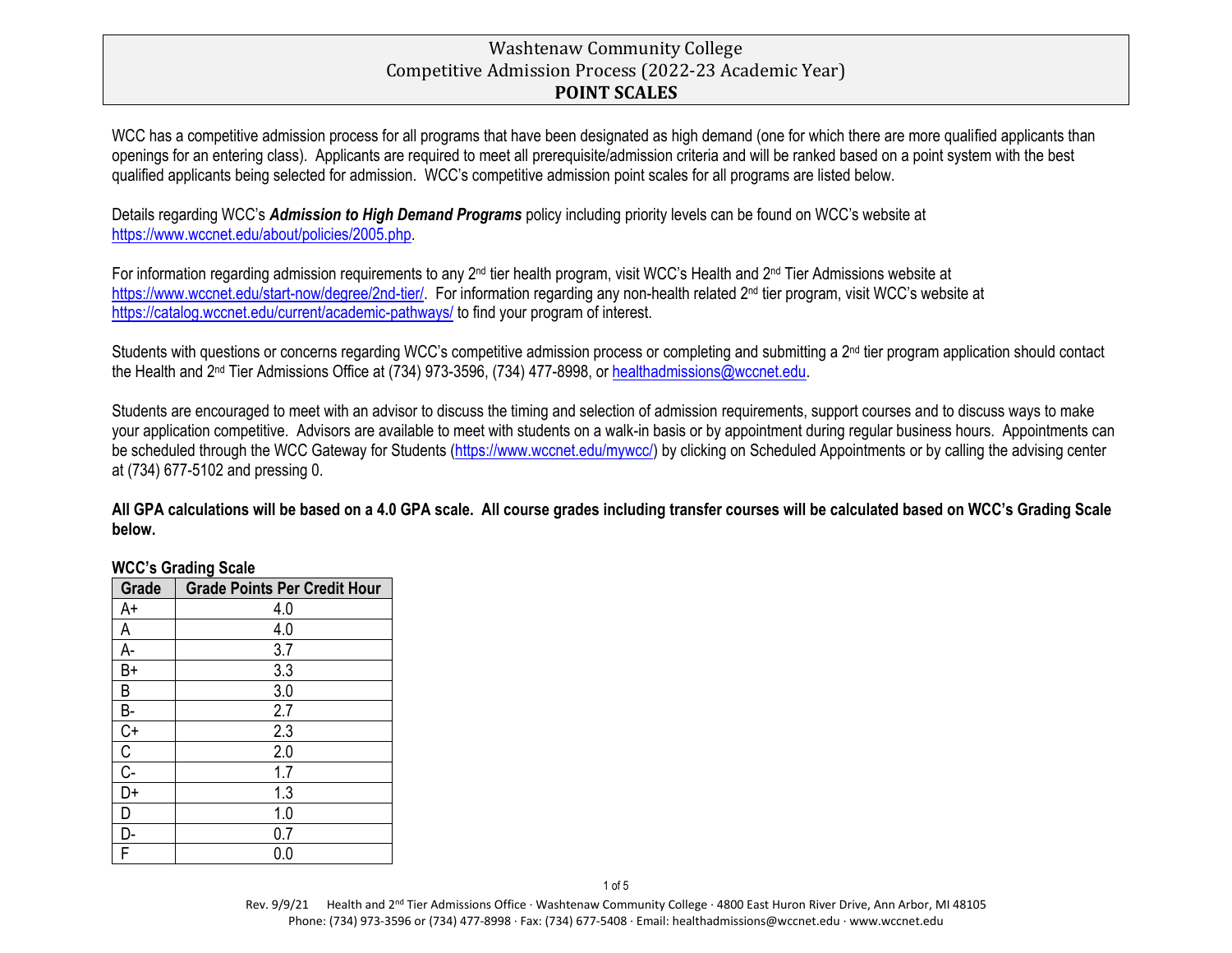# Washtenaw Community College
## Competitive Admission Process (2022-23 Academic Year)
## POINT SCALES

WCC has a competitive admission process for all programs that have been designated as high demand (one for which there are more qualified applicants than openings for an entering class). Applicants are required to meet all prerequisite/admission criteria and will be ranked based on a point system with the best qualified applicants being selected for admission. WCC's competitive admission point scales for all programs are listed below.

Details regarding WCC's ***Admission to High Demand Programs*** policy including priority levels can be found on WCC's website at https://www.wccnet.edu/about/policies/2005.php.

For information regarding admission requirements to any 2nd tier health program, visit WCC's Health and 2nd Tier Admissions website at https://www.wccnet.edu/start-now/degree/2nd-tier/. For information regarding any non-health related 2nd tier program, visit WCC's website at https://catalog.wccnet.edu/current/academic-pathways/ to find your program of interest.

Students with questions or concerns regarding WCC's competitive admission process or completing and submitting a 2nd tier program application should contact the Health and 2nd Tier Admissions Office at (734) 973-3596, (734) 477-8998, or healthadmissions@wccnet.edu.

Students are encouraged to meet with an advisor to discuss the timing and selection of admission requirements, support courses and to discuss ways to make your application competitive. Advisors are available to meet with students on a walk-in basis or by appointment during regular business hours. Appointments can be scheduled through the WCC Gateway for Students (https://www.wccnet.edu/mywcc/) by clicking on Scheduled Appointments or by calling the advising center at (734) 677-5102 and pressing 0.

**All GPA calculations will be based on a 4.0 GPA scale. All course grades including transfer courses will be calculated based on WCC's Grading Scale below.**

**WCC's Grading Scale**

| Grade | Grade Points Per Credit Hour |
|---|---|
| A+ | 4.0 |
| A | 4.0 |
| A- | 3.7 |
| B+ | 3.3 |
| B | 3.0 |
| B- | 2.7 |
| C+ | 2.3 |
| C | 2.0 |
| C- | 1.7 |
| D+ | 1.3 |
| D | 1.0 |
| D- | 0.7 |
| F | 0.0 |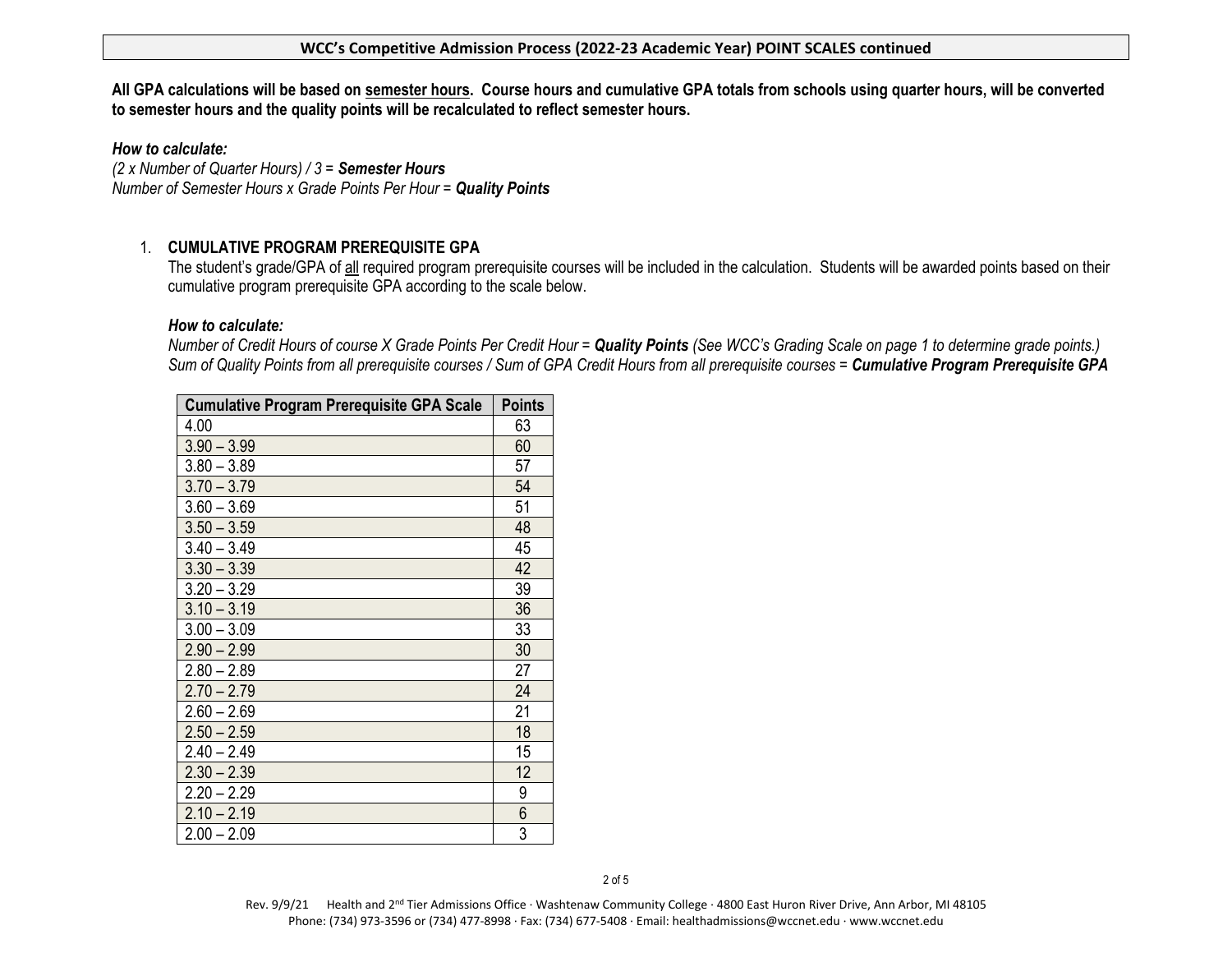## WCC's Competitive Admission Process (2022-23 Academic Year) POINT SCALES continued

**All GPA calculations will be based on semester hours. Course hours and cumulative GPA totals from schools using quarter hours, will be converted to semester hours and the quality points will be recalculated to reflect semester hours.**

***How to calculate:***

*(2 x Number of Quarter Hours) / 3 =* ***Semester Hours***
*Number of Semester Hours x Grade Points Per Hour =* ***Quality Points***

1. **CUMULATIVE PROGRAM PREREQUISITE GPA**

   The student's grade/GPA of all required program prerequisite courses will be included in the calculation. Students will be awarded points based on their cumulative program prerequisite GPA according to the scale below.

   ***How to calculate:***

   *Number of Credit Hours of course X Grade Points Per Credit Hour =* ***Quality Points*** *(See WCC's Grading Scale on page 1 to determine grade points.)*
   *Sum of Quality Points from all prerequisite courses / Sum of GPA Credit Hours from all prerequisite courses =* ***Cumulative Program Prerequisite GPA***

| Cumulative Program Prerequisite GPA Scale | Points |
|---|---|
| 4.00 | 63 |
| 3.90 – 3.99 | 60 |
| 3.80 – 3.89 | 57 |
| 3.70 – 3.79 | 54 |
| 3.60 – 3.69 | 51 |
| 3.50 – 3.59 | 48 |
| 3.40 – 3.49 | 45 |
| 3.30 – 3.39 | 42 |
| 3.20 – 3.29 | 39 |
| 3.10 – 3.19 | 36 |
| 3.00 – 3.09 | 33 |
| 2.90 – 2.99 | 30 |
| 2.80 – 2.89 | 27 |
| 2.70 – 2.79 | 24 |
| 2.60 – 2.69 | 21 |
| 2.50 – 2.59 | 18 |
| 2.40 – 2.49 | 15 |
| 2.30 – 2.39 | 12 |
| 2.20 – 2.29 | 9 |
| 2.10 – 2.19 | 6 |
| 2.00 – 2.09 | 3 |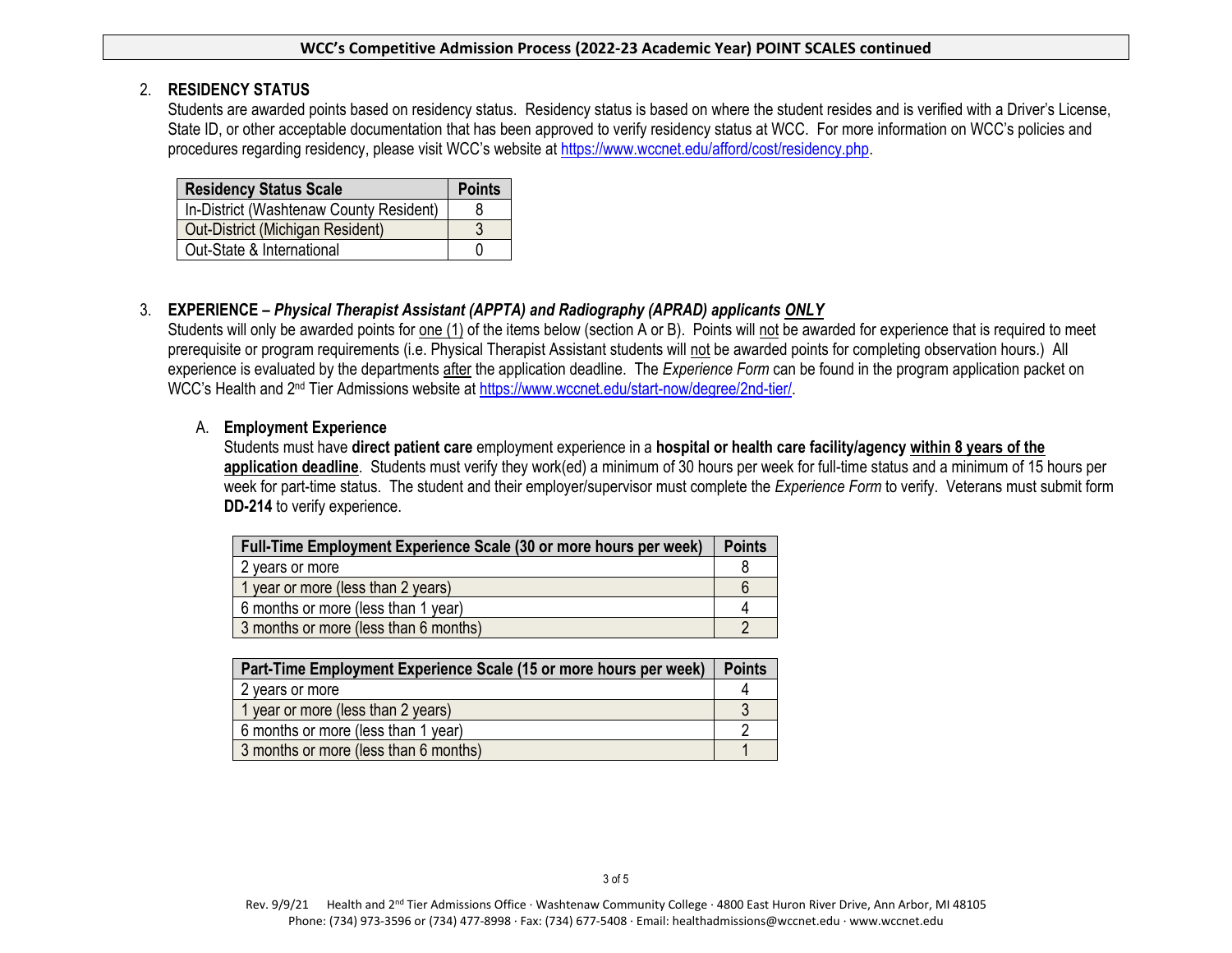## 2. RESIDENCY STATUS

Students are awarded points based on residency status. Residency status is based on where the student resides and is verified with a Driver's License, State ID, or other acceptable documentation that has been approved to verify residency status at WCC. For more information on WCC's policies and procedures regarding residency, please visit WCC's website at https://www.wccnet.edu/afford/cost/residency.php.

| Residency Status Scale | Points |
|---|---|
| In-District (Washtenaw County Resident) | 8 |
| Out-District (Michigan Resident) | 3 |
| Out-State & International | 0 |

## 3. EXPERIENCE – *Physical Therapist Assistant (APPTA) and Radiography (APRAD) applicants* ***ONLY***

Students will only be awarded points for one (1) of the items below (section A or B). Points will not be awarded for experience that is required to meet prerequisite or program requirements (i.e. Physical Therapist Assistant students will not be awarded points for completing observation hours.) All experience is evaluated by the departments after the application deadline. The *Experience Form* can be found in the program application packet on WCC's Health and 2nd Tier Admissions website at https://www.wccnet.edu/start-now/degree/2nd-tier/.

### A. Employment Experience

Students must have **direct patient care** employment experience in a **hospital or health care facility/agency within 8 years of the application deadline**. Students must verify they work(ed) a minimum of 30 hours per week for full-time status and a minimum of 15 hours per week for part-time status. The student and their employer/supervisor must complete the *Experience Form* to verify. Veterans must submit form **DD-214** to verify experience.

| Full-Time Employment Experience Scale (30 or more hours per week) | Points |
|---|---|
| 2 years or more | 8 |
| 1 year or more (less than 2 years) | 6 |
| 6 months or more (less than 1 year) | 4 |
| 3 months or more (less than 6 months) | 2 |

| Part-Time Employment Experience Scale (15 or more hours per week) | Points |
|---|---|
| 2 years or more | 4 |
| 1 year or more (less than 2 years) | 3 |
| 6 months or more (less than 1 year) | 2 |
| 3 months or more (less than 6 months) | 1 |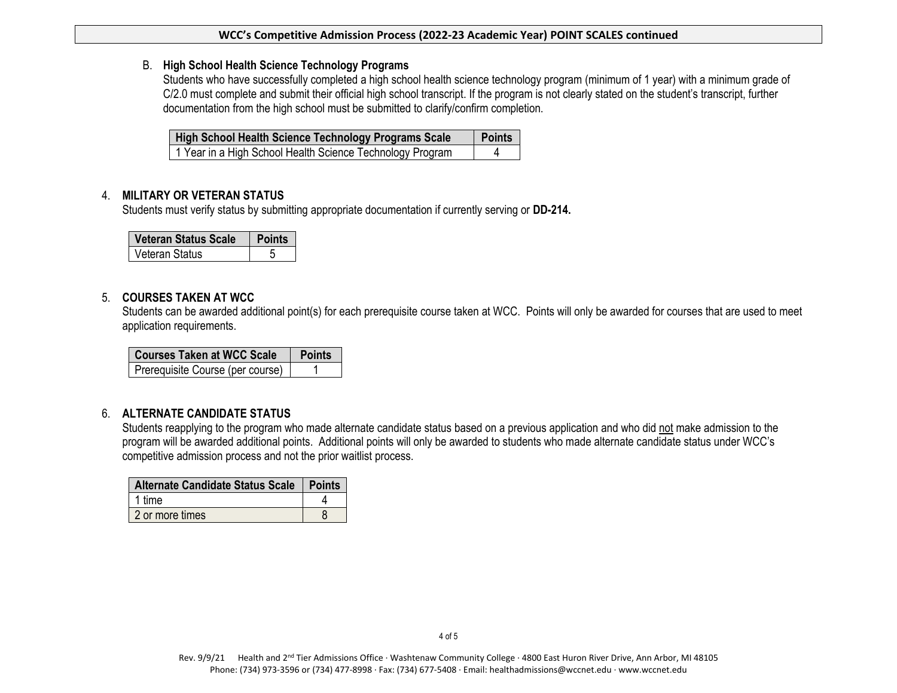## WCC's Competitive Admission Process (2022-23 Academic Year) POINT SCALES continued

### B. High School Health Science Technology Programs

Students who have successfully completed a high school health science technology program (minimum of 1 year) with a minimum grade of C/2.0 must complete and submit their official high school transcript. If the program is not clearly stated on the student's transcript, further documentation from the high school must be submitted to clarify/confirm completion.

| High School Health Science Technology Programs Scale | Points |
|---|---|
| 1 Year in a High School Health Science Technology Program | 4 |

### 4. MILITARY OR VETERAN STATUS

Students must verify status by submitting appropriate documentation if currently serving or **DD-214.**

| Veteran Status Scale | Points |
|---|---|
| Veteran Status | 5 |

### 5. COURSES TAKEN AT WCC

Students can be awarded additional point(s) for each prerequisite course taken at WCC. Points will only be awarded for courses that are used to meet application requirements.

| Courses Taken at WCC Scale | Points |
|---|---|
| Prerequisite Course (per course) | 1 |

### 6. ALTERNATE CANDIDATE STATUS

Students reapplying to the program who made alternate candidate status based on a previous application and who did not make admission to the program will be awarded additional points. Additional points will only be awarded to students who made alternate candidate status under WCC's competitive admission process and not the prior waitlist process.

| Alternate Candidate Status Scale | Points |
|---|---|
| 1 time | 4 |
| 2 or more times | 8 |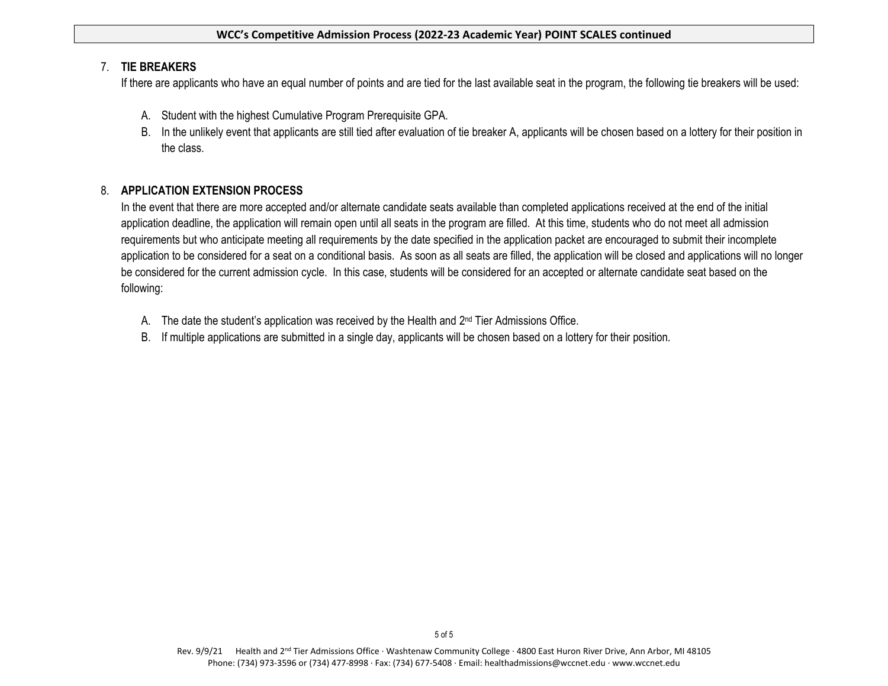## 7. TIE BREAKERS

If there are applicants who have an equal number of points and are tied for the last available seat in the program, the following tie breakers will be used:

A. Student with the highest Cumulative Program Prerequisite GPA.
B. In the unlikely event that applicants are still tied after evaluation of tie breaker A, applicants will be chosen based on a lottery for their position in the class.

## 8. APPLICATION EXTENSION PROCESS

In the event that there are more accepted and/or alternate candidate seats available than completed applications received at the end of the initial application deadline, the application will remain open until all seats in the program are filled. At this time, students who do not meet all admission requirements but who anticipate meeting all requirements by the date specified in the application packet are encouraged to submit their incomplete application to be considered for a seat on a conditional basis. As soon as all seats are filled, the application will be closed and applications will no longer be considered for the current admission cycle. In this case, students will be considered for an accepted or alternate candidate seat based on the following:

A. The date the student's application was received by the Health and 2nd Tier Admissions Office.
B. If multiple applications are submitted in a single day, applicants will be chosen based on a lottery for their position.